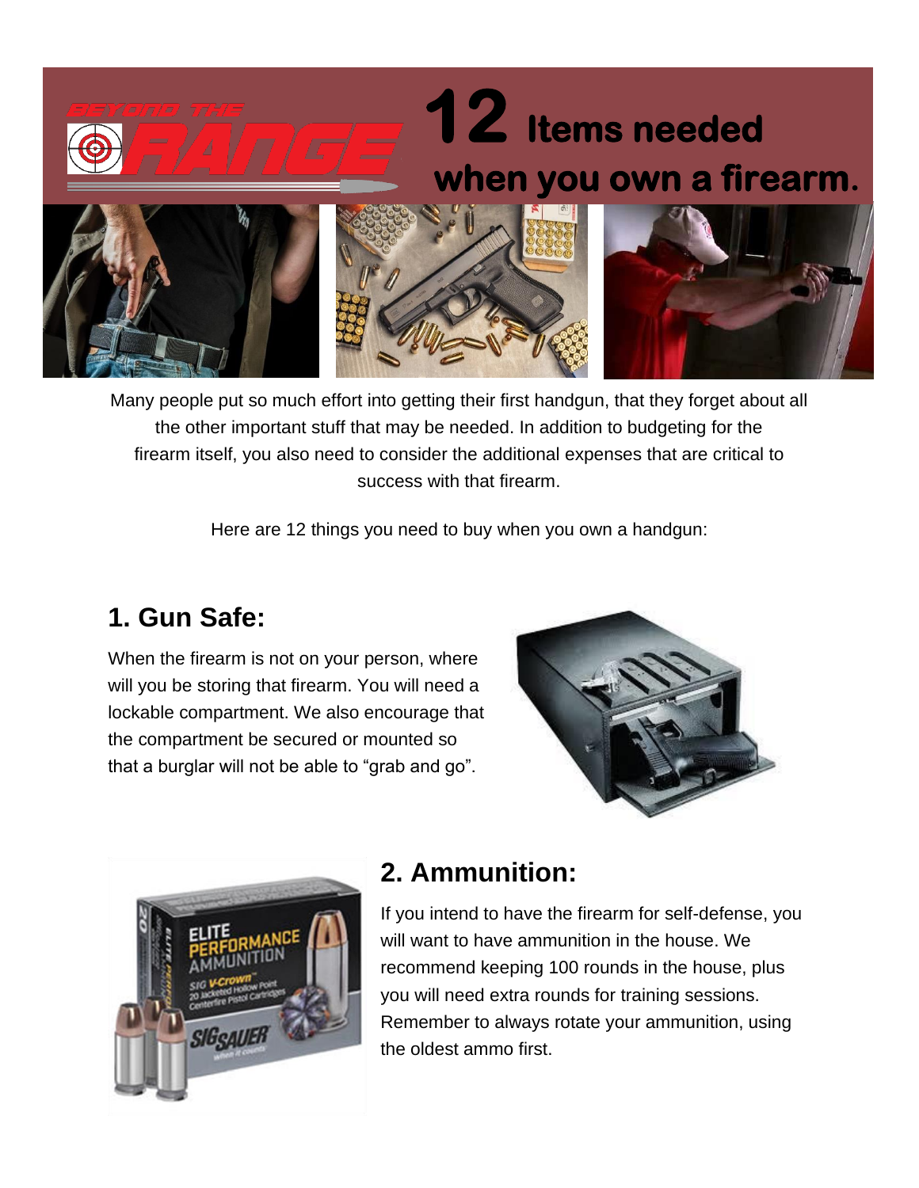# 12 Items needed when you own a firearm.

Many people put so much effort into getting their first handgun, that they forget about all the other important stuff that may be needed. In addition to budgeting for the firearm itself, you also need to consider the additional expenses that are critical to success with that firearm.

Here are 12 things you need to buy when you own a handgun:

## 1. Gun Safe:

When the firearm is not on your person, where will you be storing that firearm. You will need a lockable compartment. We also encourage that the compartment be secured or mounted so that a burglar will not be able to "grab and go".

## 2. Ammunition:

If you intend to have the firearm for self-defense, you will want to have ammunition in the house. We recommend keeping 100 rounds in the house, plus you will need extra rounds for training sessions. Remember to always rotate your ammunition, using the oldest ammo first.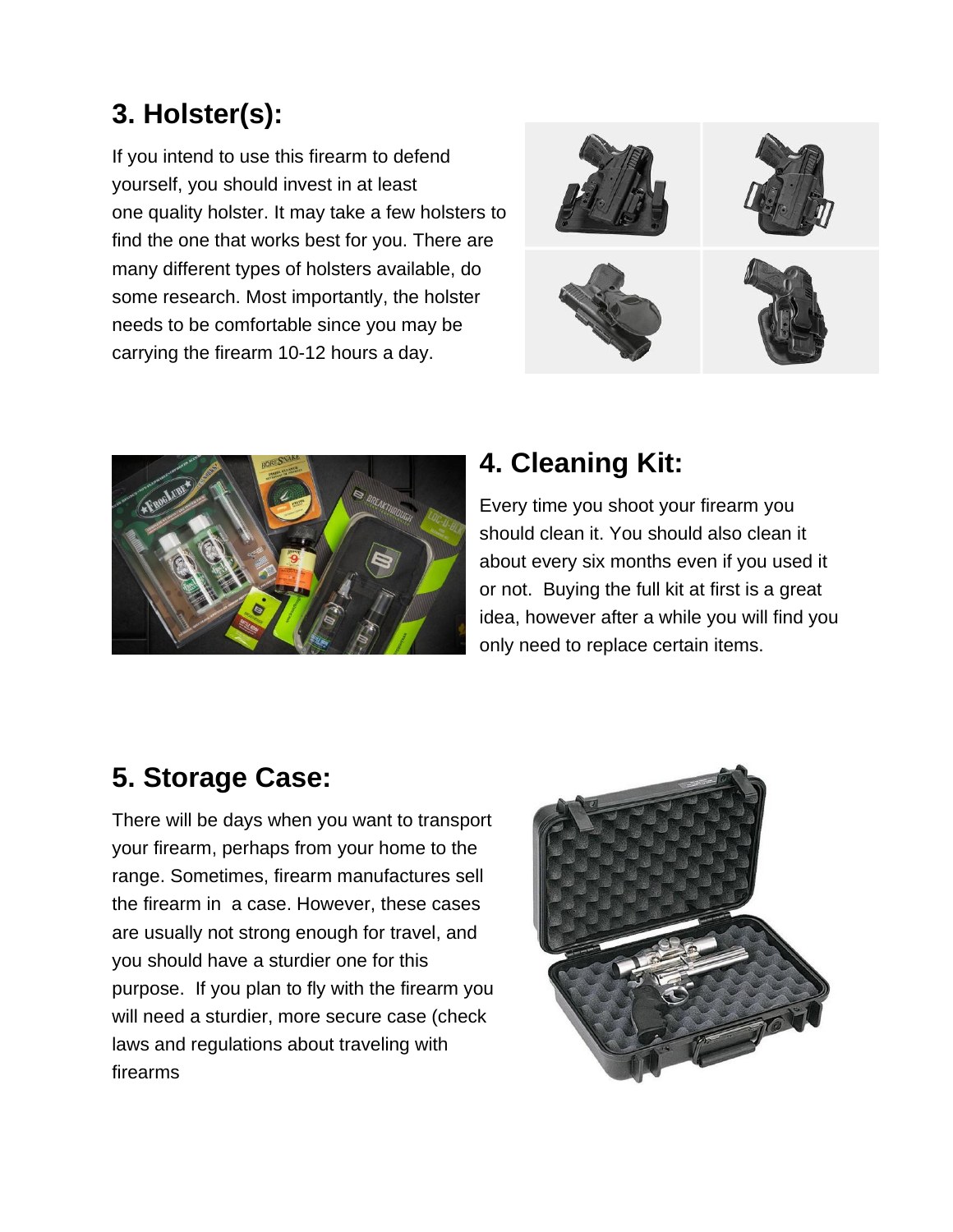## 3. Holster(s):

If you intend to use this firearm to defend yourself, you should invest in at least one quality holster. It may take a few holsters to find the one that works best for you. There are many different types of holsters available, do some research. Most importantly, the holster needs to be comfortable since you may be carrying the firearm 10-12 hours a day.

## 4. Cleaning Kit:

Every time you shoot your firearm you should clean it. You should also clean it about every six months even if you used it or not.  Buying the full kit at first is a great idea, however after a while you will find you only need to replace certain items.

## 5. Storage Case:

There will be days when you want to transport your firearm, perhaps from your home to the range. Sometimes, firearm manufactures sell the firearm in  a case. However, these cases are usually not strong enough for travel, and you should have a sturdier one for this purpose.  If you plan to fly with the firearm you will need a sturdier, more secure case (check laws and regulations about traveling with firearms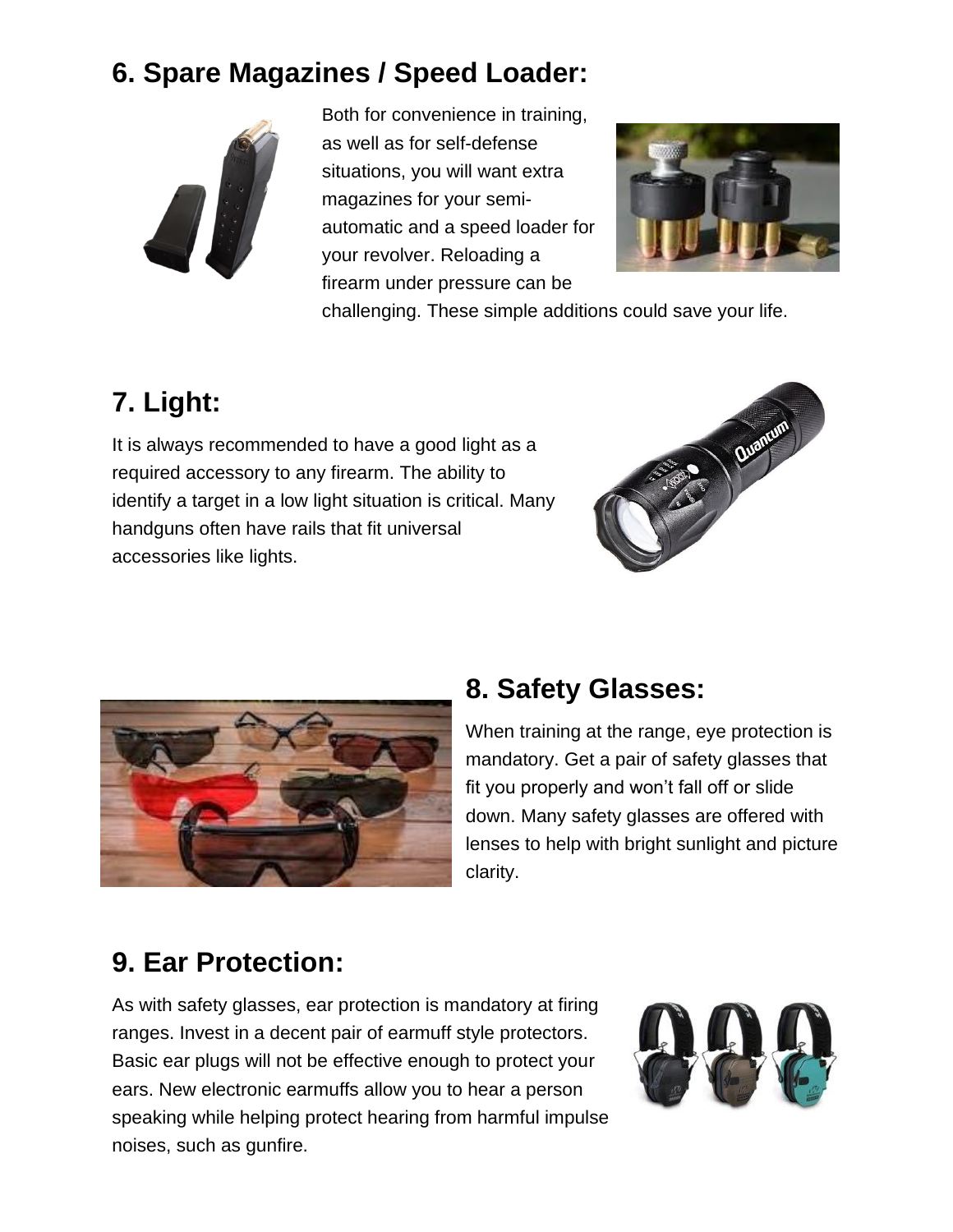## 6. Spare Magazines / Speed Loader:

Both for convenience in training, as well as for self-defense situations, you will want extra magazines for your semi-automatic and a speed loader for your revolver. Reloading a firearm under pressure can be challenging. These simple additions could save your life.

## 7. Light:

It is always recommended to have a good light as a required accessory to any firearm. The ability to identify a target in a low light situation is critical. Many handguns often have rails that fit universal accessories like lights.

## 8. Safety Glasses:

When training at the range, eye protection is mandatory. Get a pair of safety glasses that fit you properly and won't fall off or slide down. Many safety glasses are offered with lenses to help with bright sunlight and picture clarity.

## 9. Ear Protection:

As with safety glasses, ear protection is mandatory at firing ranges. Invest in a decent pair of earmuff style protectors. Basic ear plugs will not be effective enough to protect your ears. New electronic earmuffs allow you to hear a person speaking while helping protect hearing from harmful impulse noises, such as gunfire.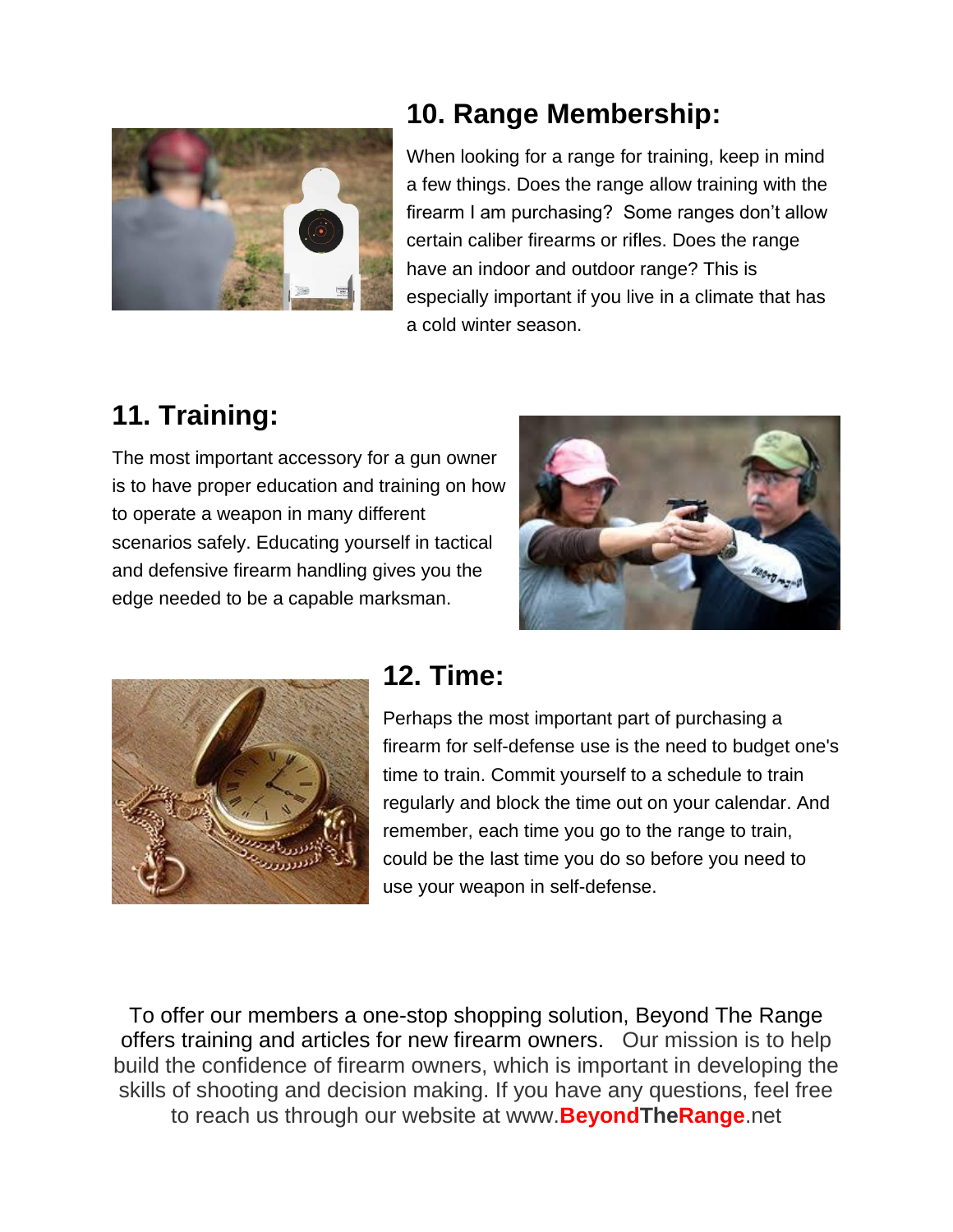## 10. Range Membership:

When looking for a range for training, keep in mind a few things. Does the range allow training with the firearm I am purchasing? Some ranges don't allow certain caliber firearms or rifles. Does the range have an indoor and outdoor range? This is especially important if you live in a climate that has a cold winter season.

## 11. Training:

The most important accessory for a gun owner is to have proper education and training on how to operate a weapon in many different scenarios safely. Educating yourself in tactical and defensive firearm handling gives you the edge needed to be a capable marksman.

## 12. Time:

Perhaps the most important part of purchasing a firearm for self-defense use is the need to budget one's time to train. Commit yourself to a schedule to train regularly and block the time out on your calendar. And remember, each time you go to the range to train, could be the last time you do so before you need to use your weapon in self-defense.

To offer our members a one-stop shopping solution, Beyond The Range offers training and articles for new firearm owners. Our mission is to help build the confidence of firearm owners, which is important in developing the skills of shooting and decision making. If you have any questions, feel free to reach us through our website at www.**BeyondTheRange**.net